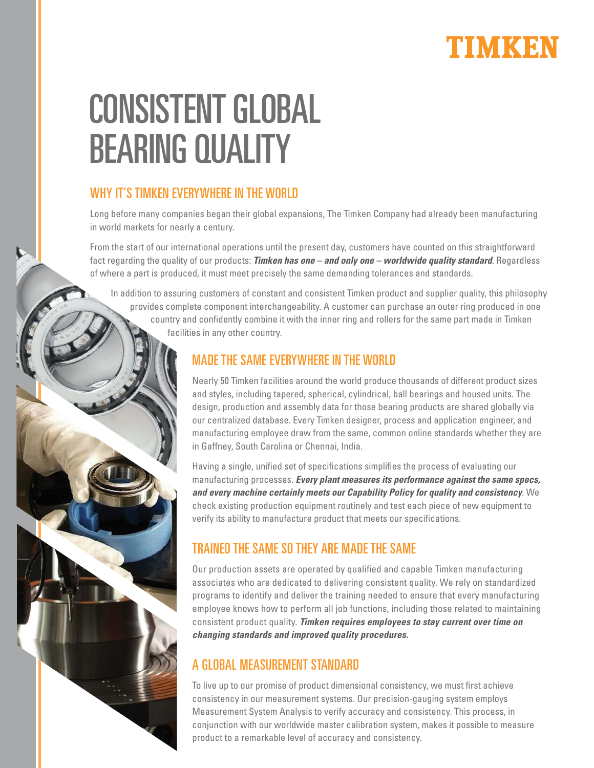TIMKEN

# CONSISTENT GLOBAL BEARING QUALITY

## WHY IT'S TIMKEN EVERYWHERE IN THE WORLD

Long before many companies began their global expansions, The Timken Company had already been manufacturing in world markets for nearly a century.

From the start of our international operations until the present day, customers have counted on this straightforward fact regarding the quality of our products: ***Timken has one – and only one – worldwide quality standard***. Regardless of where a part is produced, it must meet precisely the same demanding tolerances and standards.

In addition to assuring customers of constant and consistent Timken product and supplier quality, this philosophy provides complete component interchangeability. A customer can purchase an outer ring produced in one country and confidently combine it with the inner ring and rollers for the same part made in Timken facilities in any other country.

## MADE THE SAME EVERYWHERE IN THE WORLD

Nearly 50 Timken facilities around the world produce thousands of different product sizes and styles, including tapered, spherical, cylindrical, ball bearings and housed units. The design, production and assembly data for those bearing products are shared globally via our centralized database. Every Timken designer, process and application engineer, and manufacturing employee draw from the same, common online standards whether they are in Gaffney, South Carolina or Chennai, India.

Having a single, unified set of specifications simplifies the process of evaluating our manufacturing processes. ***Every plant measures its performance against the same specs, and every machine certainly meets our Capability Policy for quality and consistency***. We check existing production equipment routinely and test each piece of new equipment to verify its ability to manufacture product that meets our specifications.

## TRAINED THE SAME SO THEY ARE MADE THE SAME

Our production assets are operated by qualified and capable Timken manufacturing associates who are dedicated to delivering consistent quality. We rely on standardized programs to identify and deliver the training needed to ensure that every manufacturing employee knows how to perform all job functions, including those related to maintaining consistent product quality. ***Timken requires employees to stay current over time on changing standards and improved quality procedures.***

## A GLOBAL MEASUREMENT STANDARD

To live up to our promise of product dimensional consistency, we must first achieve consistency in our measurement systems. Our precision-gauging system employs Measurement System Analysis to verify accuracy and consistency. This process, in conjunction with our worldwide master calibration system, makes it possible to measure product to a remarkable level of accuracy and consistency.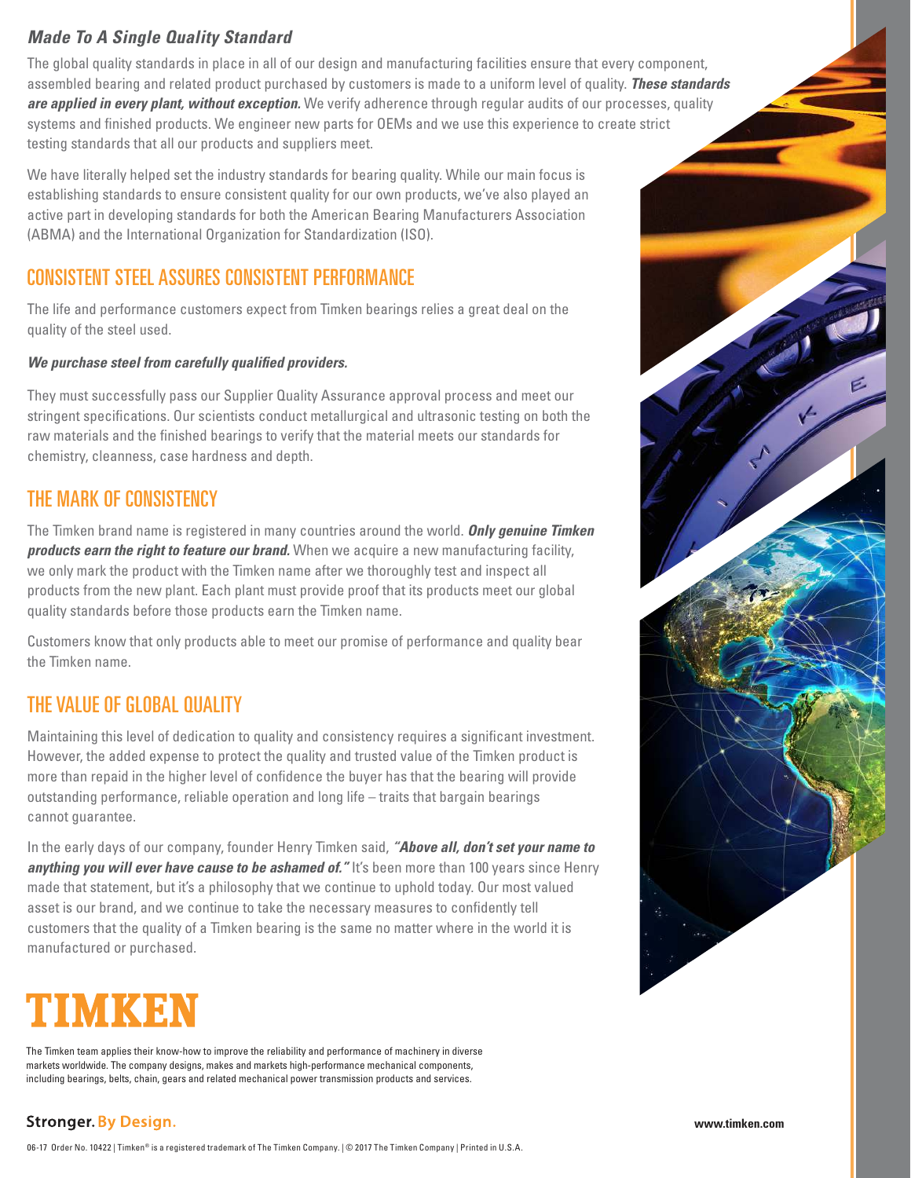### *Made To A Single Quality Standard*

The global quality standards in place in all of our design and manufacturing facilities ensure that every component, assembled bearing and related product purchased by customers is made to a uniform level of quality. ***These standards are applied in every plant, without exception.*** We verify adherence through regular audits of our processes, quality systems and finished products. We engineer new parts for OEMs and we use this experience to create strict testing standards that all our products and suppliers meet.

We have literally helped set the industry standards for bearing quality. While our main focus is establishing standards to ensure consistent quality for our own products, we've also played an active part in developing standards for both the American Bearing Manufacturers Association (ABMA) and the International Organization for Standardization (ISO).

## CONSISTENT STEEL ASSURES CONSISTENT PERFORMANCE

The life and performance customers expect from Timken bearings relies a great deal on the quality of the steel used.

***We purchase steel from carefully qualified providers.***

They must successfully pass our Supplier Quality Assurance approval process and meet our stringent specifications. Our scientists conduct metallurgical and ultrasonic testing on both the raw materials and the finished bearings to verify that the material meets our standards for chemistry, cleanness, case hardness and depth.

## THE MARK OF CONSISTENCY

The Timken brand name is registered in many countries around the world. ***Only genuine Timken products earn the right to feature our brand.*** When we acquire a new manufacturing facility, we only mark the product with the Timken name after we thoroughly test and inspect all products from the new plant. Each plant must provide proof that its products meet our global quality standards before those products earn the Timken name.

Customers know that only products able to meet our promise of performance and quality bear the Timken name.

## THE VALUE OF GLOBAL QUALITY

Maintaining this level of dedication to quality and consistency requires a significant investment. However, the added expense to protect the quality and trusted value of the Timken product is more than repaid in the higher level of confidence the buyer has that the bearing will provide outstanding performance, reliable operation and long life – traits that bargain bearings cannot guarantee.

In the early days of our company, founder Henry Timken said, ***"Above all, don't set your name to anything you will ever have cause to be ashamed of."*** It's been more than 100 years since Henry made that statement, but it's a philosophy that we continue to uphold today. Our most valued asset is our brand, and we continue to take the necessary measures to confidently tell customers that the quality of a Timken bearing is the same no matter where in the world it is manufactured or purchased.

**TIMKEN**

The Timken team applies their know-how to improve the reliability and performance of machinery in diverse markets worldwide. The company designs, makes and markets high-performance mechanical components, including bearings, belts, chain, gears and related mechanical power transmission products and services.

**Stronger. By Design.**

www.timken.com

06-17 Order No. 10422 | Timken® is a registered trademark of The Timken Company. | © 2017 The Timken Company | Printed in U.S.A.